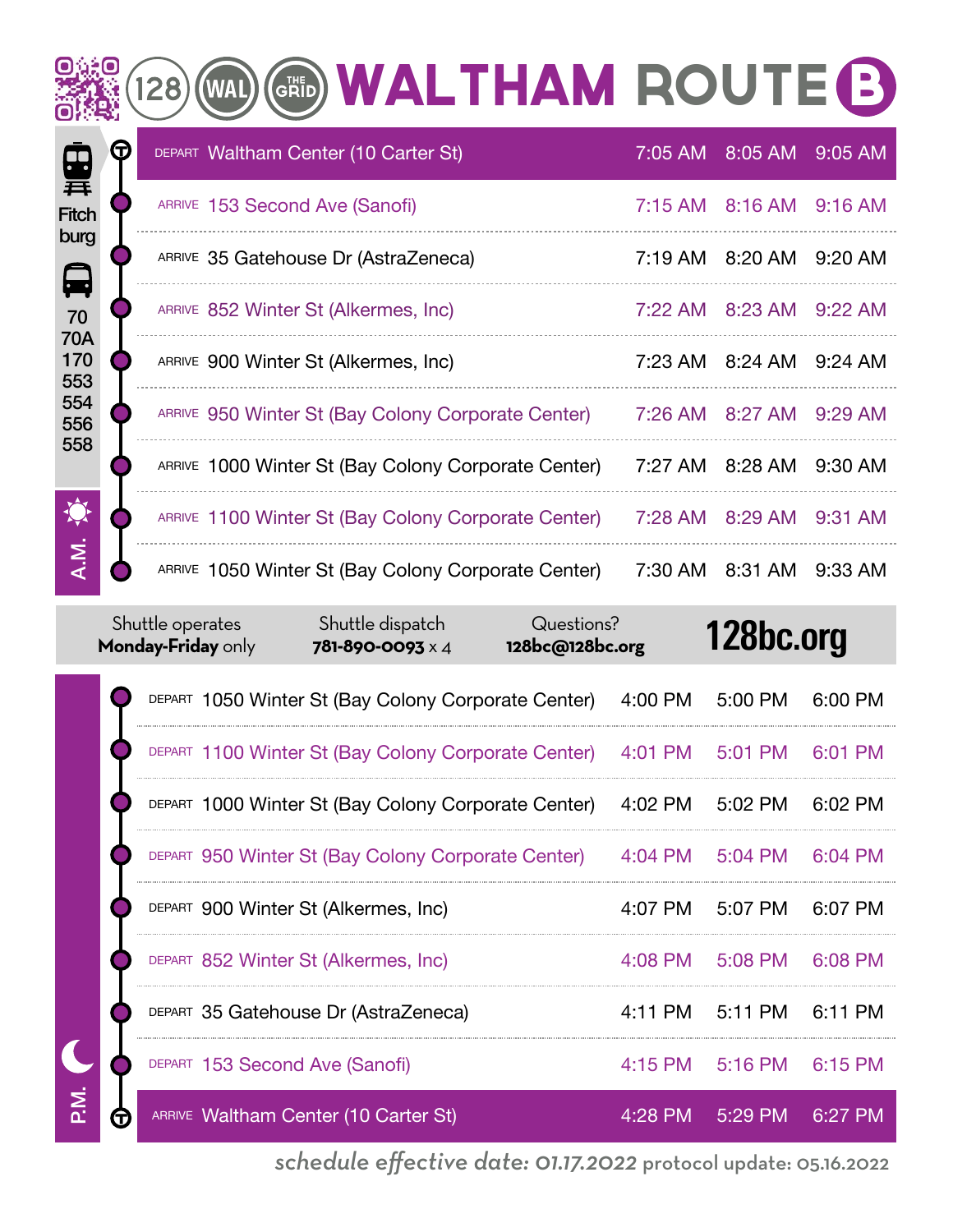# 128 WAL THE GRID WALTHAM ROUTE B

Fitchburg

70
70A
170
553
554
556
558

## A.M.

| | Stop | | | |
|---|---|---|---|---|
| DEPART | Waltham Center (10 Carter St) | 7:05 AM | 8:05 AM | 9:05 AM |
| ARRIVE | 153 Second Ave (Sanofi) | 7:15 AM | 8:16 AM | 9:16 AM |
| ARRIVE | 35 Gatehouse Dr (AstraZeneca) | 7:19 AM | 8:20 AM | 9:20 AM |
| ARRIVE | 852 Winter St (Alkermes, Inc) | 7:22 AM | 8:23 AM | 9:22 AM |
| ARRIVE | 900 Winter St (Alkermes, Inc) | 7:23 AM | 8:24 AM | 9:24 AM |
| ARRIVE | 950 Winter St (Bay Colony Corporate Center) | 7:26 AM | 8:27 AM | 9:29 AM |
| ARRIVE | 1000 Winter St (Bay Colony Corporate Center) | 7:27 AM | 8:28 AM | 9:30 AM |
| ARRIVE | 1100 Winter St (Bay Colony Corporate Center) | 7:28 AM | 8:29 AM | 9:31 AM |
| ARRIVE | 1050 Winter St (Bay Colony Corporate Center) | 7:30 AM | 8:31 AM | 9:33 AM |

Shuttle operates **Monday-Friday** only | Shuttle dispatch **781-890-0093** x 4 | Questions? **128bc@128bc.org** | **128bc.org**

## P.M.

| | Stop | | | |
|---|---|---|---|---|
| DEPART | 1050 Winter St (Bay Colony Corporate Center) | 4:00 PM | 5:00 PM | 6:00 PM |
| DEPART | 1100 Winter St (Bay Colony Corporate Center) | 4:01 PM | 5:01 PM | 6:01 PM |
| DEPART | 1000 Winter St (Bay Colony Corporate Center) | 4:02 PM | 5:02 PM | 6:02 PM |
| DEPART | 950 Winter St (Bay Colony Corporate Center) | 4:04 PM | 5:04 PM | 6:04 PM |
| DEPART | 900 Winter St (Alkermes, Inc) | 4:07 PM | 5:07 PM | 6:07 PM |
| DEPART | 852 Winter St (Alkermes, Inc) | 4:08 PM | 5:08 PM | 6:08 PM |
| DEPART | 35 Gatehouse Dr (AstraZeneca) | 4:11 PM | 5:11 PM | 6:11 PM |
| DEPART | 153 Second Ave (Sanofi) | 4:15 PM | 5:16 PM | 6:15 PM |
| ARRIVE | Waltham Center (10 Carter St) | 4:28 PM | 5:29 PM | 6:27 PM |

*schedule effective date: 01.17.2022* protocol update: 05.16.2022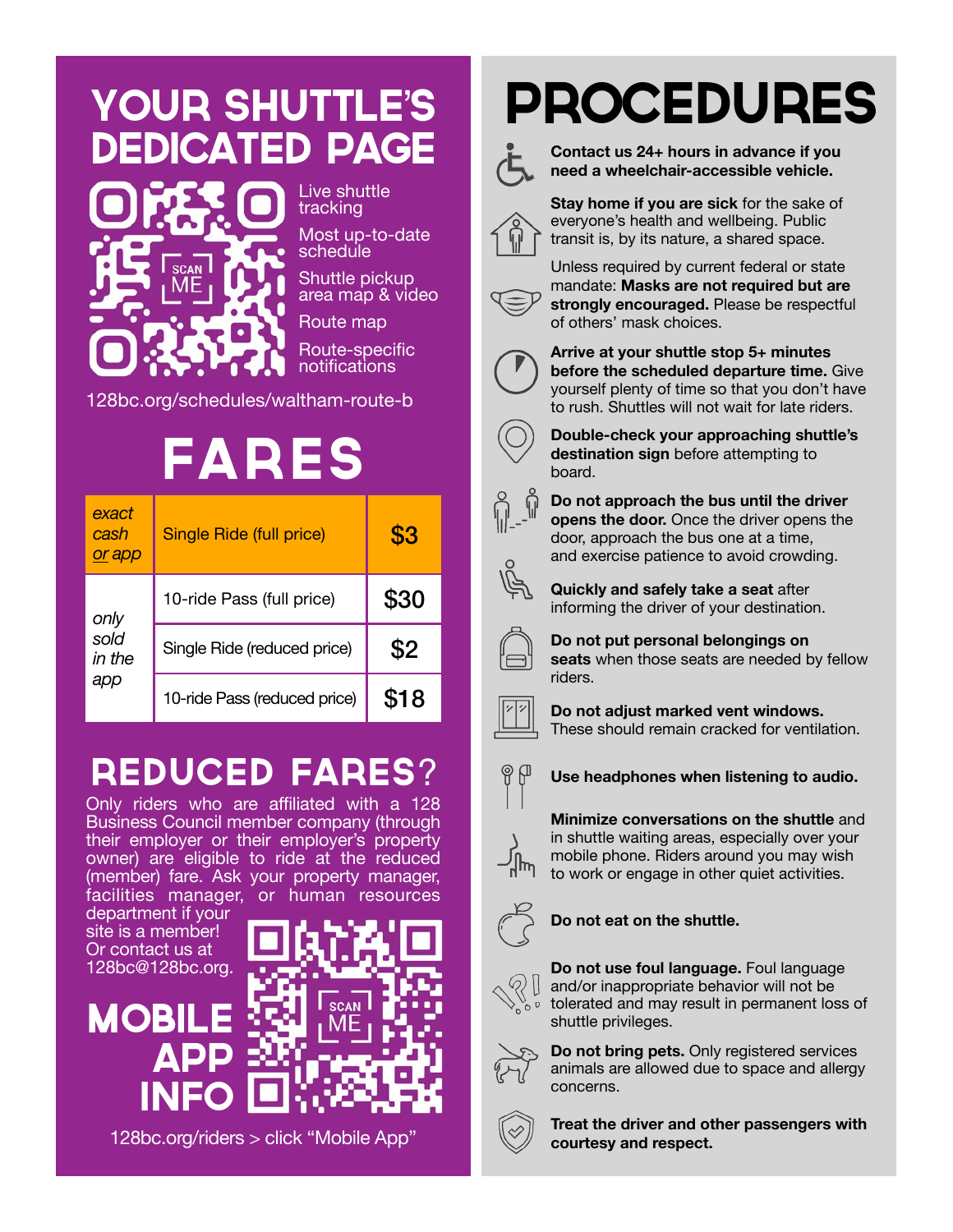# YOUR SHUTTLE'S DEDICATED PAGE

SCAN ME

- Live shuttle tracking
- Most up-to-date schedule
- Shuttle pickup area map & video
- Route map
- Route-specific notifications

128bc.org/schedules/waltham-route-b

# FARES

| | | |
|---|---|---|
| *exact cash or app* | Single Ride (full price) | $3 |
| *only sold in the app* | 10-ride Pass (full price) | $30 |
| | Single Ride (reduced price) | $2 |
| | 10-ride Pass (reduced price) | $18 |

# REDUCED FARES?

Only riders who are affiliated with a 128 Business Council member company (through their employer or their employer's property owner) are eligible to ride at the reduced (member) fare. Ask your property manager, facilities manager, or human resources department if your site is a member! Or contact us at 128bc@128bc.org.

# MOBILE APP INFO

SCAN ME

128bc.org/riders > click "Mobile App"

# PROCEDURES

**Contact us 24+ hours in advance if you need a wheelchair-accessible vehicle.**

**Stay home if you are sick** for the sake of everyone's health and wellbeing. Public transit is, by its nature, a shared space.

Unless required by current federal or state mandate: **Masks are not required but are strongly encouraged.** Please be respectful of others' mask choices.

**Arrive at your shuttle stop 5+ minutes before the scheduled departure time.** Give yourself plenty of time so that you don't have to rush. Shuttles will not wait for late riders.

**Double-check your approaching shuttle's destination sign** before attempting to board.

**Do not approach the bus until the driver opens the door.** Once the driver opens the door, approach the bus one at a time, and exercise patience to avoid crowding.

**Quickly and safely take a seat** after informing the driver of your destination.

**Do not put personal belongings on seats** when those seats are needed by fellow riders.

**Do not adjust marked vent windows.** These should remain cracked for ventilation.

**Use headphones when listening to audio.**

**Minimize conversations on the shuttle** and in shuttle waiting areas, especially over your mobile phone. Riders around you may wish to work or engage in other quiet activities.

**Do not eat on the shuttle.**

**Do not use foul language.** Foul language and/or inappropriate behavior will not be tolerated and may result in permanent loss of shuttle privileges.

**Do not bring pets.** Only registered services animals are allowed due to space and allergy concerns.

**Treat the driver and other passengers with courtesy and respect.**